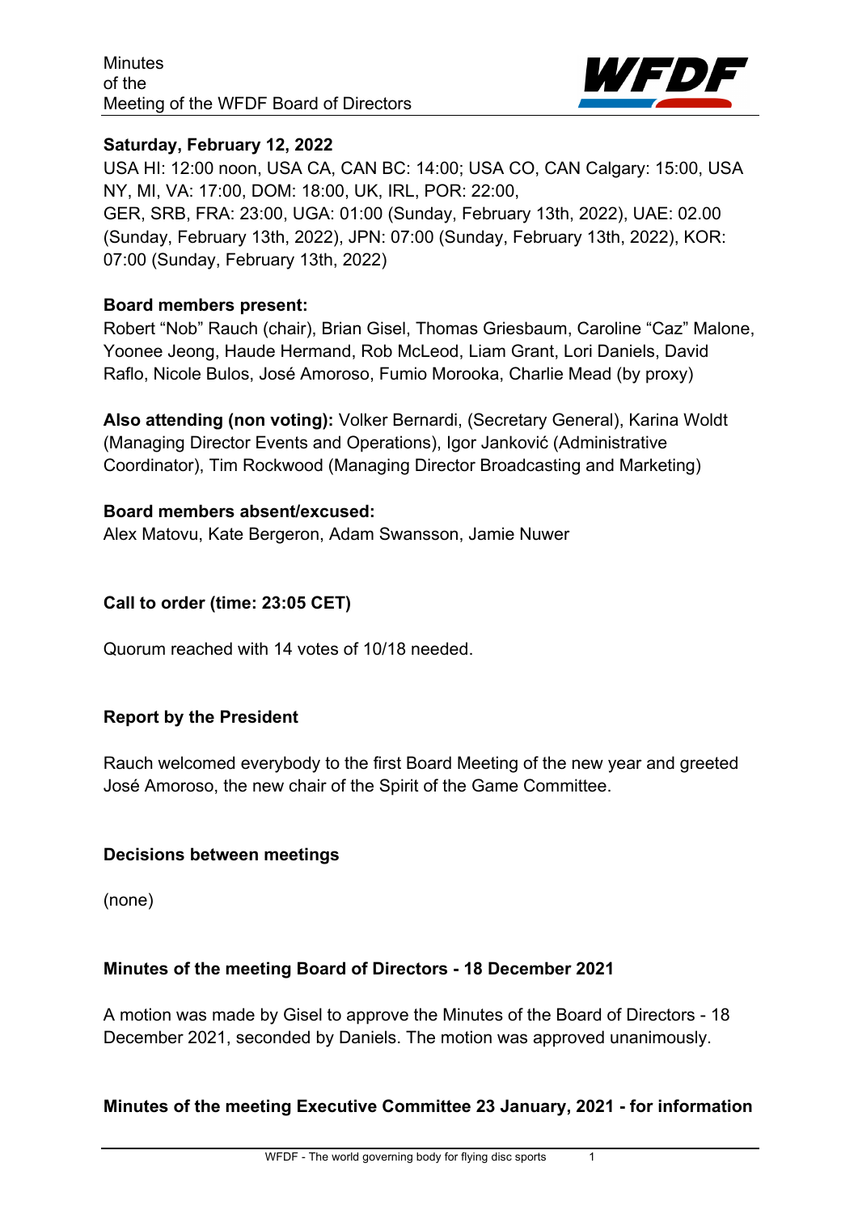Minutes
of the
Meeting of the WFDF Board of Directors

**Saturday, February 12, 2022**
USA HI: 12:00 noon, USA CA, CAN BC: 14:00; USA CO, CAN Calgary: 15:00, USA NY, MI, VA: 17:00, DOM: 18:00, UK, IRL, POR: 22:00,
GER, SRB, FRA: 23:00, UGA: 01:00 (Sunday, February 13th, 2022), UAE: 02.00 (Sunday, February 13th, 2022), JPN: 07:00 (Sunday, February 13th, 2022), KOR: 07:00 (Sunday, February 13th, 2022)

**Board members present:**
Robert "Nob" Rauch (chair), Brian Gisel, Thomas Griesbaum, Caroline "Caz" Malone, Yoonee Jeong, Haude Hermand, Rob McLeod, Liam Grant, Lori Daniels, David Raflo, Nicole Bulos, José Amoroso, Fumio Morooka, Charlie Mead (by proxy)

**Also attending (non voting):** Volker Bernardi, (Secretary General), Karina Woldt (Managing Director Events and Operations), Igor Janković (Administrative Coordinator), Tim Rockwood (Managing Director Broadcasting and Marketing)

**Board members absent/excused:**
Alex Matovu, Kate Bergeron, Adam Swansson, Jamie Nuwer

## Call to order (time: 23:05 CET)

Quorum reached with 14 votes of 10/18 needed.

## Report by the President

Rauch welcomed everybody to the first Board Meeting of the new year and greeted José Amoroso, the new chair of the Spirit of the Game Committee.

## Decisions between meetings

(none)

## Minutes of the meeting Board of Directors - 18 December 2021

A motion was made by Gisel to approve the Minutes of the Board of Directors - 18 December 2021, seconded by Daniels. The motion was approved unanimously.

## Minutes of the meeting Executive Committee 23 January, 2021 - for information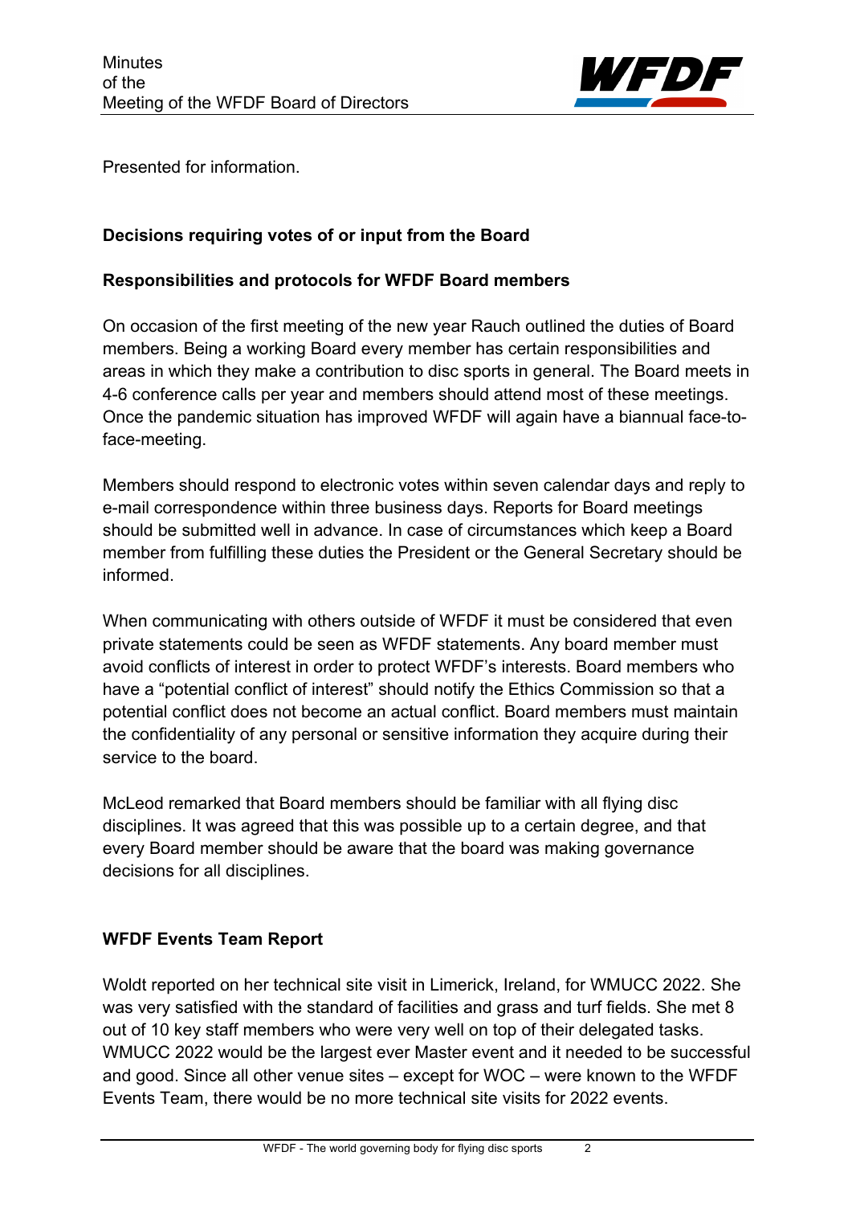Presented for information.

**Decisions requiring votes of or input from the Board**

**Responsibilities and protocols for WFDF Board members**

On occasion of the first meeting of the new year Rauch outlined the duties of Board members. Being a working Board every member has certain responsibilities and areas in which they make a contribution to disc sports in general. The Board meets in 4-6 conference calls per year and members should attend most of these meetings. Once the pandemic situation has improved WFDF will again have a biannual face-to-face-meeting.

Members should respond to electronic votes within seven calendar days and reply to e-mail correspondence within three business days. Reports for Board meetings should be submitted well in advance. In case of circumstances which keep a Board member from fulfilling these duties the President or the General Secretary should be informed.

When communicating with others outside of WFDF it must be considered that even private statements could be seen as WFDF statements. Any board member must avoid conflicts of interest in order to protect WFDF's interests. Board members who have a "potential conflict of interest" should notify the Ethics Commission so that a potential conflict does not become an actual conflict. Board members must maintain the confidentiality of any personal or sensitive information they acquire during their service to the board.

McLeod remarked that Board members should be familiar with all flying disc disciplines. It was agreed that this was possible up to a certain degree, and that every Board member should be aware that the board was making governance decisions for all disciplines.

**WFDF Events Team Report**

Woldt reported on her technical site visit in Limerick, Ireland, for WMUCC 2022. She was very satisfied with the standard of facilities and grass and turf fields. She met 8 out of 10 key staff members who were very well on top of their delegated tasks. WMUCC 2022 would be the largest ever Master event and it needed to be successful and good. Since all other venue sites – except for WOC – were known to the WFDF Events Team, there would be no more technical site visits for 2022 events.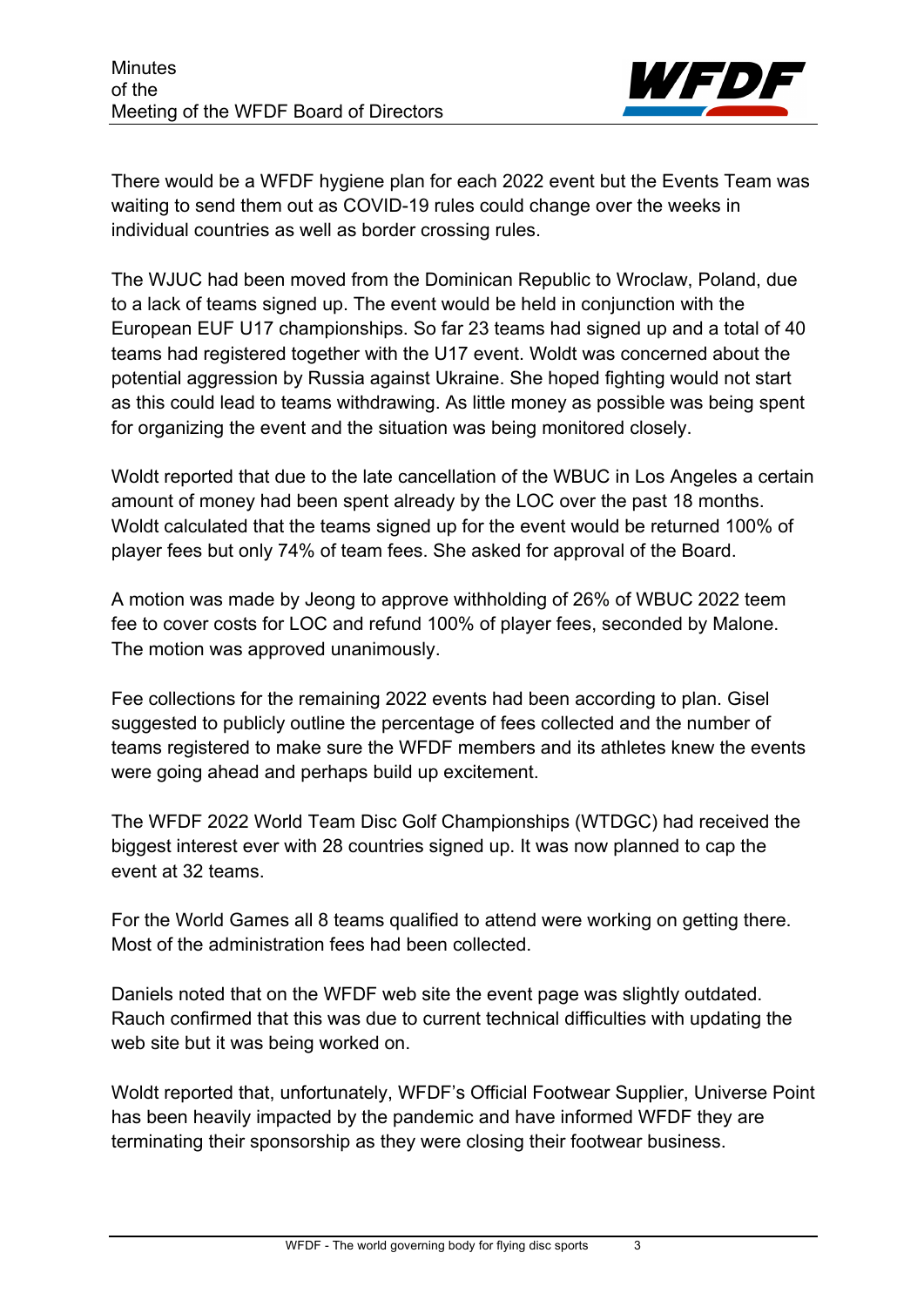There would be a WFDF hygiene plan for each 2022 event but the Events Team was waiting to send them out as COVID-19 rules could change over the weeks in individual countries as well as border crossing rules.

The WJUC had been moved from the Dominican Republic to Wroclaw, Poland, due to a lack of teams signed up. The event would be held in conjunction with the European EUF U17 championships. So far 23 teams had signed up and a total of 40 teams had registered together with the U17 event. Woldt was concerned about the potential aggression by Russia against Ukraine. She hoped fighting would not start as this could lead to teams withdrawing. As little money as possible was being spent for organizing the event and the situation was being monitored closely.

Woldt reported that due to the late cancellation of the WBUC in Los Angeles a certain amount of money had been spent already by the LOC over the past 18 months. Woldt calculated that the teams signed up for the event would be returned 100% of player fees but only 74% of team fees. She asked for approval of the Board.

A motion was made by Jeong to approve withholding of 26% of WBUC 2022 teem fee to cover costs for LOC and refund 100% of player fees, seconded by Malone. The motion was approved unanimously.

Fee collections for the remaining 2022 events had been according to plan. Gisel suggested to publicly outline the percentage of fees collected and the number of teams registered to make sure the WFDF members and its athletes knew the events were going ahead and perhaps build up excitement.

The WFDF 2022 World Team Disc Golf Championships (WTDGC) had received the biggest interest ever with 28 countries signed up. It was now planned to cap the event at 32 teams.

For the World Games all 8 teams qualified to attend were working on getting there. Most of the administration fees had been collected.

Daniels noted that on the WFDF web site the event page was slightly outdated. Rauch confirmed that this was due to current technical difficulties with updating the web site but it was being worked on.

Woldt reported that, unfortunately, WFDF's Official Footwear Supplier, Universe Point has been heavily impacted by the pandemic and have informed WFDF they are terminating their sponsorship as they were closing their footwear business.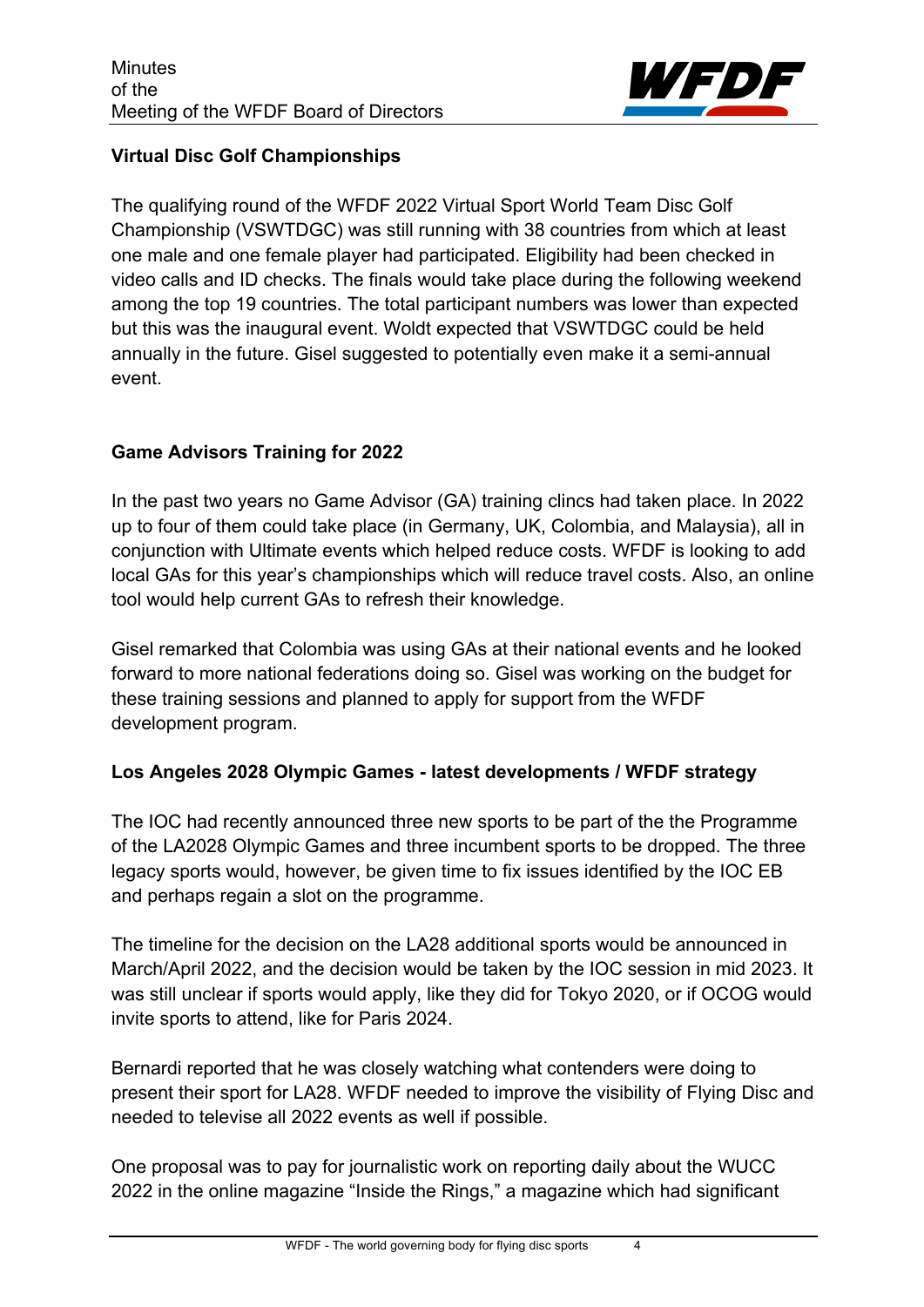**Virtual Disc Golf Championships**

The qualifying round of the WFDF 2022 Virtual Sport World Team Disc Golf Championship (VSWTDGC) was still running with 38 countries from which at least one male and one female player had participated. Eligibility had been checked in video calls and ID checks. The finals would take place during the following weekend among the top 19 countries. The total participant numbers was lower than expected but this was the inaugural event. Woldt expected that VSWTDGC could be held annually in the future. Gisel suggested to potentially even make it a semi-annual event.

**Game Advisors Training for 2022**

In the past two years no Game Advisor (GA) training clincs had taken place. In 2022 up to four of them could take place (in Germany, UK, Colombia, and Malaysia), all in conjunction with Ultimate events which helped reduce costs. WFDF is looking to add local GAs for this year's championships which will reduce travel costs. Also, an online tool would help current GAs to refresh their knowledge.

Gisel remarked that Colombia was using GAs at their national events and he looked forward to more national federations doing so. Gisel was working on the budget for these training sessions and planned to apply for support from the WFDF development program.

**Los Angeles 2028 Olympic Games - latest developments / WFDF strategy**

The IOC had recently announced three new sports to be part of the the Programme of the LA2028 Olympic Games and three incumbent sports to be dropped. The three legacy sports would, however, be given time to fix issues identified by the IOC EB and perhaps regain a slot on the programme.

The timeline for the decision on the LA28 additional sports would be announced in March/April 2022, and the decision would be taken by the IOC session in mid 2023. It was still unclear if sports would apply, like they did for Tokyo 2020, or if OCOG would invite sports to attend, like for Paris 2024.

Bernardi reported that he was closely watching what contenders were doing to present their sport for LA28. WFDF needed to improve the visibility of Flying Disc and needed to televise all 2022 events as well if possible.

One proposal was to pay for journalistic work on reporting daily about the WUCC 2022 in the online magazine "Inside the Rings," a magazine which had significant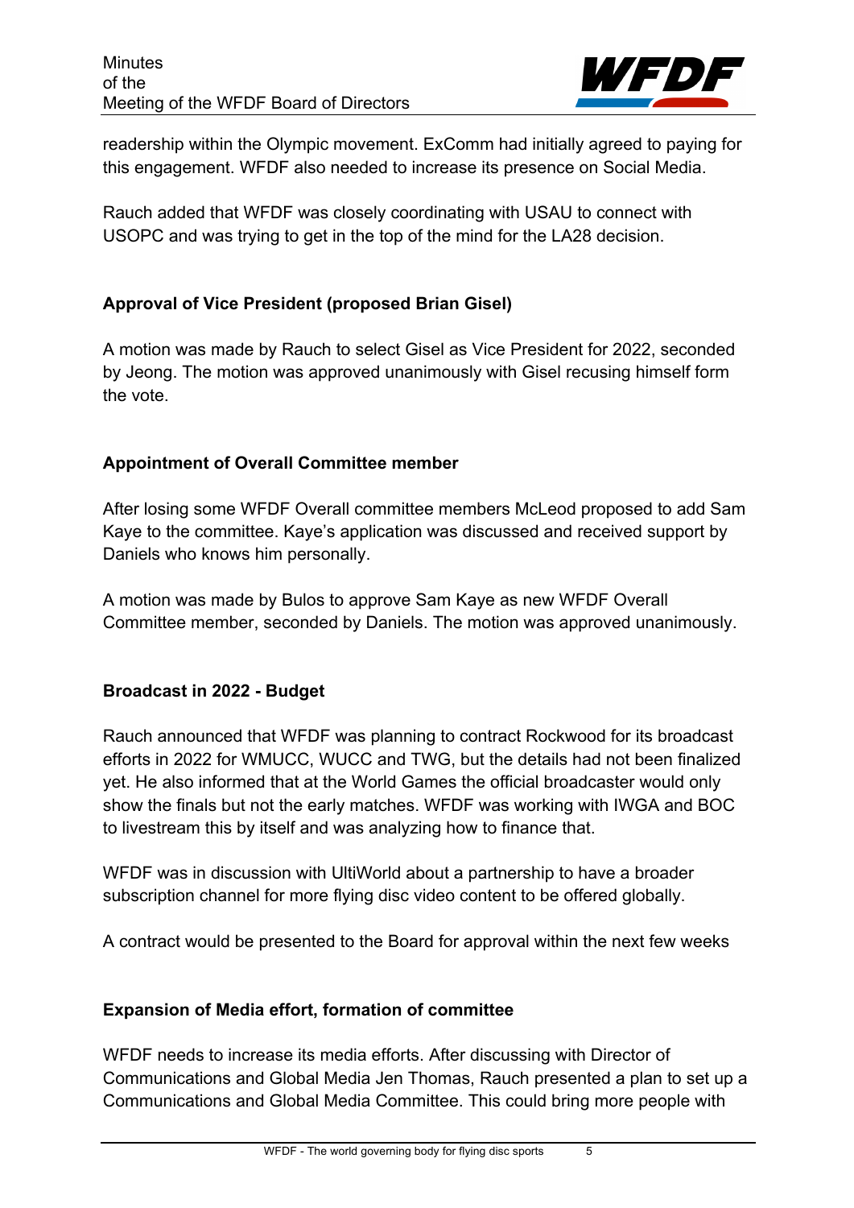readership within the Olympic movement. ExComm had initially agreed to paying for this engagement. WFDF also needed to increase its presence on Social Media.

Rauch added that WFDF was closely coordinating with USAU to connect with USOPC and was trying to get in the top of the mind for the LA28 decision.

**Approval of Vice President (proposed Brian Gisel)**

A motion was made by Rauch to select Gisel as Vice President for 2022, seconded by Jeong. The motion was approved unanimously with Gisel recusing himself form the vote.

**Appointment of Overall Committee member**

After losing some WFDF Overall committee members McLeod proposed to add Sam Kaye to the committee. Kaye's application was discussed and received support by Daniels who knows him personally.

A motion was made by Bulos to approve Sam Kaye as new WFDF Overall Committee member, seconded by Daniels. The motion was approved unanimously.

**Broadcast in 2022 - Budget**

Rauch announced that WFDF was planning to contract Rockwood for its broadcast efforts in 2022 for WMUCC, WUCC and TWG, but the details had not been finalized yet. He also informed that at the World Games the official broadcaster would only show the finals but not the early matches. WFDF was working with IWGA and BOC to livestream this by itself and was analyzing how to finance that.

WFDF was in discussion with UltiWorld about a partnership to have a broader subscription channel for more flying disc video content to be offered globally.

A contract would be presented to the Board for approval within the next few weeks

**Expansion of Media effort, formation of committee**

WFDF needs to increase its media efforts. After discussing with Director of Communications and Global Media Jen Thomas, Rauch presented a plan to set up a Communications and Global Media Committee. This could bring more people with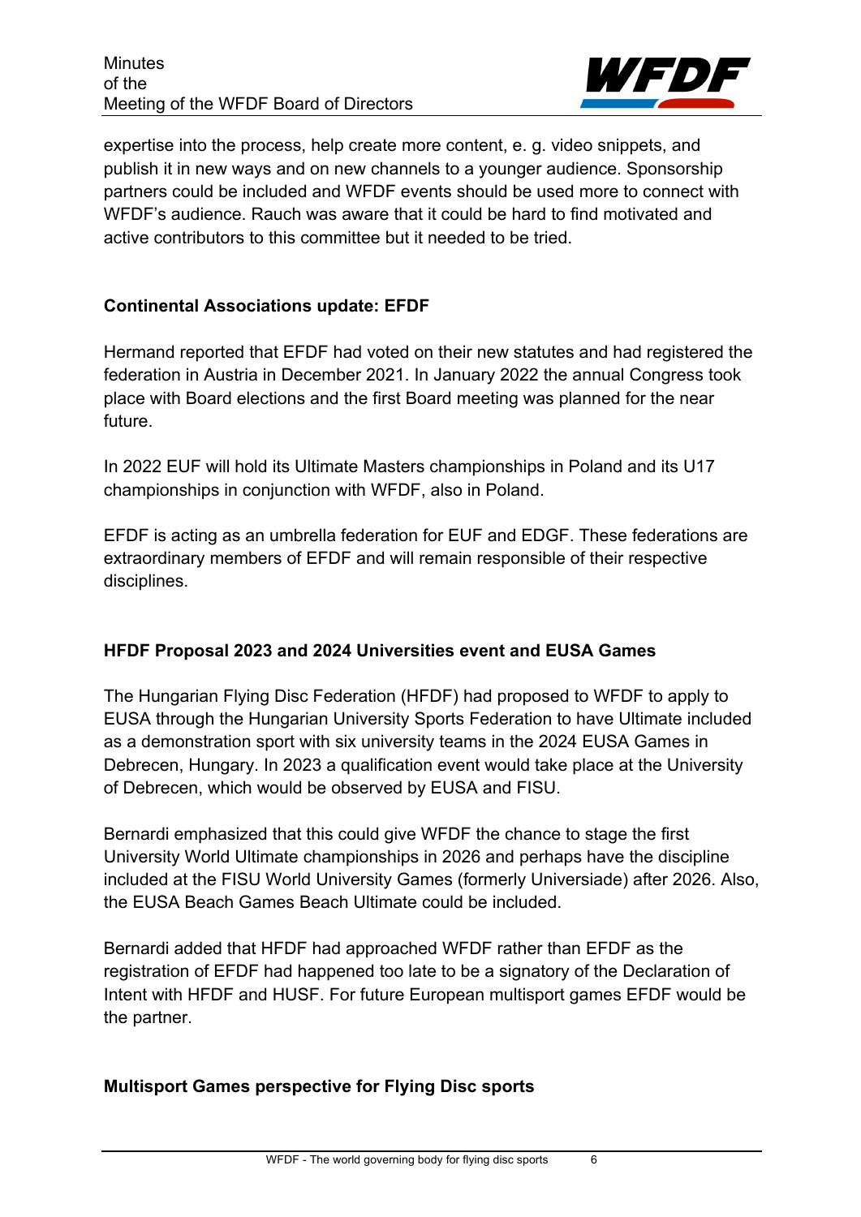expertise into the process, help create more content, e. g. video snippets, and publish it in new ways and on new channels to a younger audience. Sponsorship partners could be included and WFDF events should be used more to connect with WFDF's audience. Rauch was aware that it could be hard to find motivated and active contributors to this committee but it needed to be tried.

**Continental Associations update: EFDF**

Hermand reported that EFDF had voted on their new statutes and had registered the federation in Austria in December 2021. In January 2022 the annual Congress took place with Board elections and the first Board meeting was planned for the near future.

In 2022 EUF will hold its Ultimate Masters championships in Poland and its U17 championships in conjunction with WFDF, also in Poland.

EFDF is acting as an umbrella federation for EUF and EDGF. These federations are extraordinary members of EFDF and will remain responsible of their respective disciplines.

**HFDF Proposal 2023 and 2024 Universities event and EUSA Games**

The Hungarian Flying Disc Federation (HFDF) had proposed to WFDF to apply to EUSA through the Hungarian University Sports Federation to have Ultimate included as a demonstration sport with six university teams in the 2024 EUSA Games in Debrecen, Hungary. In 2023 a qualification event would take place at the University of Debrecen, which would be observed by EUSA and FISU.

Bernardi emphasized that this could give WFDF the chance to stage the first University World Ultimate championships in 2026 and perhaps have the discipline included at the FISU World University Games (formerly Universiade) after 2026. Also, the EUSA Beach Games Beach Ultimate could be included.

Bernardi added that HFDF had approached WFDF rather than EFDF as the registration of EFDF had happened too late to be a signatory of the Declaration of Intent with HFDF and HUSF. For future European multisport games EFDF would be the partner.

**Multisport Games perspective for Flying Disc sports**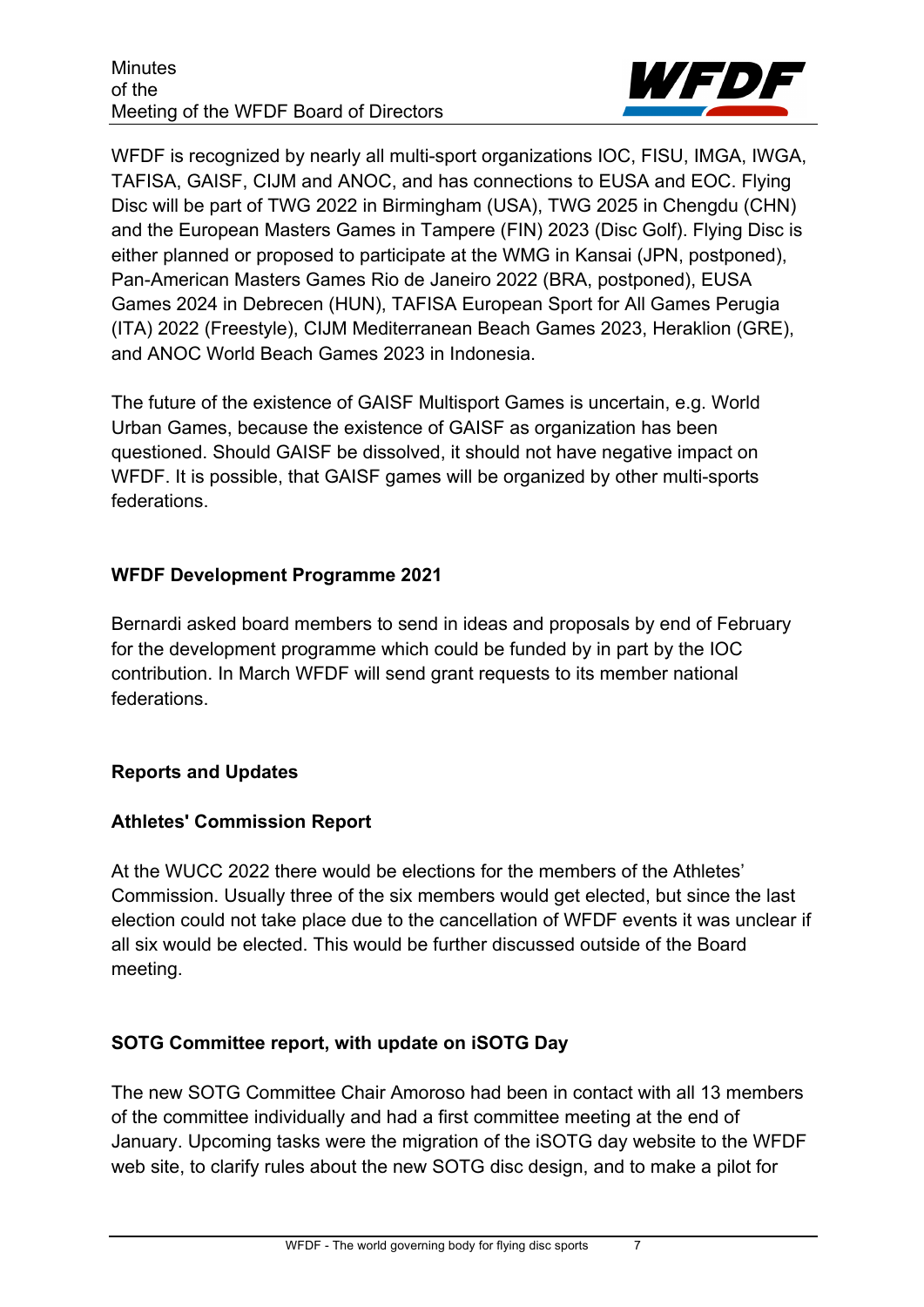WFDF is recognized by nearly all multi-sport organizations IOC, FISU, IMGA, IWGA, TAFISA, GAISF, CIJM and ANOC, and has connections to EUSA and EOC. Flying Disc will be part of TWG 2022 in Birmingham (USA), TWG 2025 in Chengdu (CHN) and the European Masters Games in Tampere (FIN) 2023 (Disc Golf). Flying Disc is either planned or proposed to participate at the WMG in Kansai (JPN, postponed), Pan-American Masters Games Rio de Janeiro 2022 (BRA, postponed), EUSA Games 2024 in Debrecen (HUN), TAFISA European Sport for All Games Perugia (ITA) 2022 (Freestyle), CIJM Mediterranean Beach Games 2023, Heraklion (GRE), and ANOC World Beach Games 2023 in Indonesia.

The future of the existence of GAISF Multisport Games is uncertain, e.g. World Urban Games, because the existence of GAISF as organization has been questioned. Should GAISF be dissolved, it should not have negative impact on WFDF. It is possible, that GAISF games will be organized by other multi-sports federations.

**WFDF Development Programme 2021**

Bernardi asked board members to send in ideas and proposals by end of February for the development programme which could be funded by in part by the IOC contribution. In March WFDF will send grant requests to its member national federations.

**Reports and Updates**

**Athletes' Commission Report**

At the WUCC 2022 there would be elections for the members of the Athletes' Commission. Usually three of the six members would get elected, but since the last election could not take place due to the cancellation of WFDF events it was unclear if all six would be elected. This would be further discussed outside of the Board meeting.

**SOTG Committee report, with update on iSOTG Day**

The new SOTG Committee Chair Amoroso had been in contact with all 13 members of the committee individually and had a first committee meeting at the end of January. Upcoming tasks were the migration of the iSOTG day website to the WFDF web site, to clarify rules about the new SOTG disc design, and to make a pilot for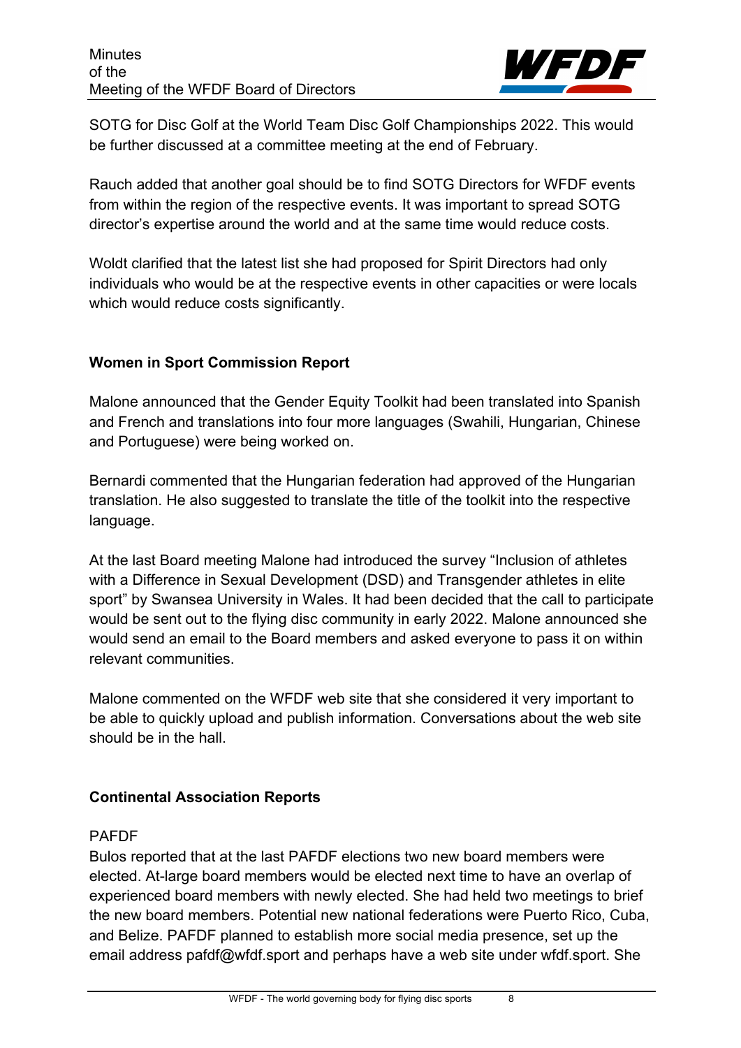SOTG for Disc Golf at the World Team Disc Golf Championships 2022. This would be further discussed at a committee meeting at the end of February.

Rauch added that another goal should be to find SOTG Directors for WFDF events from within the region of the respective events. It was important to spread SOTG director's expertise around the world and at the same time would reduce costs.

Woldt clarified that the latest list she had proposed for Spirit Directors had only individuals who would be at the respective events in other capacities or were locals which would reduce costs significantly.

**Women in Sport Commission Report**

Malone announced that the Gender Equity Toolkit had been translated into Spanish and French and translations into four more languages (Swahili, Hungarian, Chinese and Portuguese) were being worked on.

Bernardi commented that the Hungarian federation had approved of the Hungarian translation. He also suggested to translate the title of the toolkit into the respective language.

At the last Board meeting Malone had introduced the survey "Inclusion of athletes with a Difference in Sexual Development (DSD) and Transgender athletes in elite sport" by Swansea University in Wales. It had been decided that the call to participate would be sent out to the flying disc community in early 2022. Malone announced she would send an email to the Board members and asked everyone to pass it on within relevant communities.

Malone commented on the WFDF web site that she considered it very important to be able to quickly upload and publish information. Conversations about the web site should be in the hall.

**Continental Association Reports**

PAFDF
Bulos reported that at the last PAFDF elections two new board members were elected. At-large board members would be elected next time to have an overlap of experienced board members with newly elected. She had held two meetings to brief the new board members. Potential new national federations were Puerto Rico, Cuba, and Belize. PAFDF planned to establish more social media presence, set up the email address pafdf@wfdf.sport and perhaps have a web site under wfdf.sport. She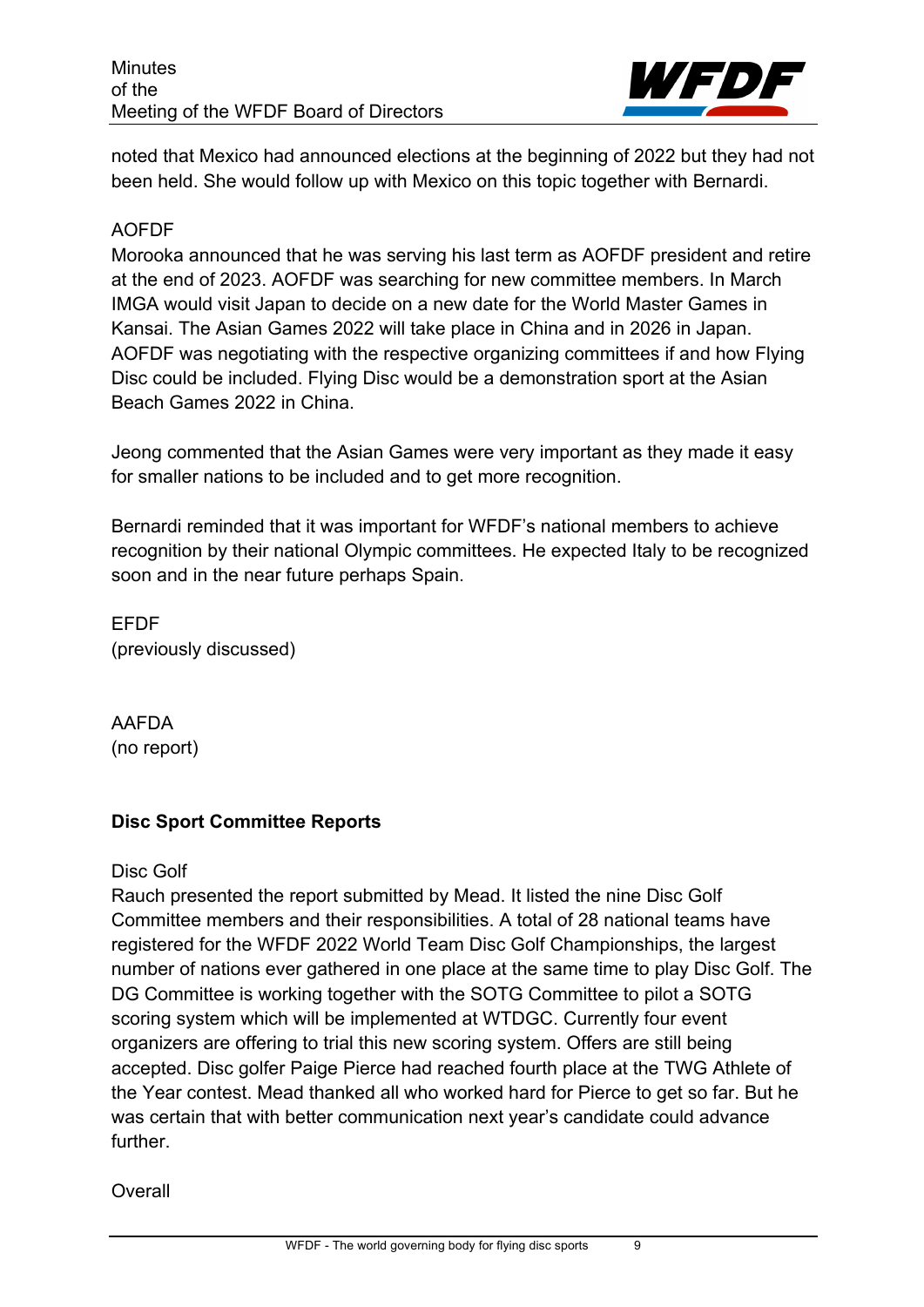noted that Mexico had announced elections at the beginning of 2022 but they had not been held. She would follow up with Mexico on this topic together with Bernardi.

AOFDF

Morooka announced that he was serving his last term as AOFDF president and retire at the end of 2023. AOFDF was searching for new committee members. In March IMGA would visit Japan to decide on a new date for the World Master Games in Kansai. The Asian Games 2022 will take place in China and in 2026 in Japan. AOFDF was negotiating with the respective organizing committees if and how Flying Disc could be included. Flying Disc would be a demonstration sport at the Asian Beach Games 2022 in China.

Jeong commented that the Asian Games were very important as they made it easy for smaller nations to be included and to get more recognition.

Bernardi reminded that it was important for WFDF's national members to achieve recognition by their national Olympic committees. He expected Italy to be recognized soon and in the near future perhaps Spain.

EFDF
(previously discussed)

AAFDA
(no report)

**Disc Sport Committee Reports**

Disc Golf

Rauch presented the report submitted by Mead. It listed the nine Disc Golf Committee members and their responsibilities. A total of 28 national teams have registered for the WFDF 2022 World Team Disc Golf Championships, the largest number of nations ever gathered in one place at the same time to play Disc Golf. The DG Committee is working together with the SOTG Committee to pilot a SOTG scoring system which will be implemented at WTDGC. Currently four event organizers are offering to trial this new scoring system. Offers are still being accepted. Disc golfer Paige Pierce had reached fourth place at the TWG Athlete of the Year contest. Mead thanked all who worked hard for Pierce to get so far. But he was certain that with better communication next year's candidate could advance further.

Overall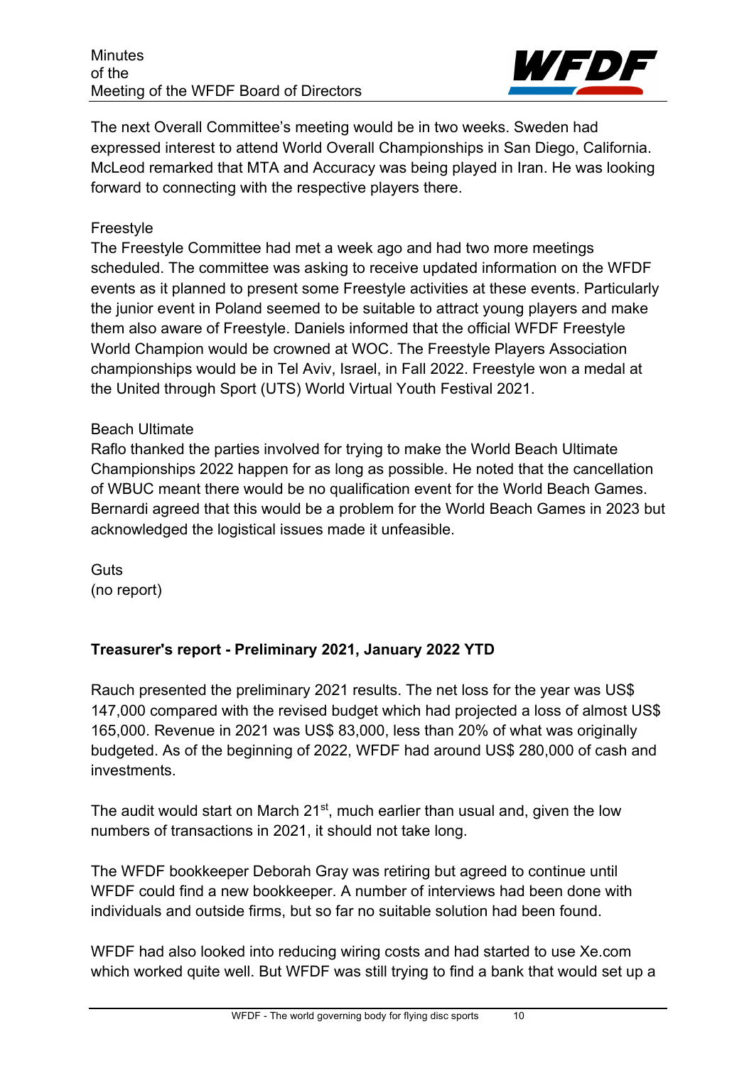The next Overall Committee's meeting would be in two weeks. Sweden had expressed interest to attend World Overall Championships in San Diego, California. McLeod remarked that MTA and Accuracy was being played in Iran. He was looking forward to connecting with the respective players there.

Freestyle
The Freestyle Committee had met a week ago and had two more meetings scheduled. The committee was asking to receive updated information on the WFDF events as it planned to present some Freestyle activities at these events. Particularly the junior event in Poland seemed to be suitable to attract young players and make them also aware of Freestyle. Daniels informed that the official WFDF Freestyle World Champion would be crowned at WOC. The Freestyle Players Association championships would be in Tel Aviv, Israel, in Fall 2022. Freestyle won a medal at the United through Sport (UTS) World Virtual Youth Festival 2021.

Beach Ultimate
Raflo thanked the parties involved for trying to make the World Beach Ultimate Championships 2022 happen for as long as possible. He noted that the cancellation of WBUC meant there would be no qualification event for the World Beach Games. Bernardi agreed that this would be a problem for the World Beach Games in 2023 but acknowledged the logistical issues made it unfeasible.

Guts
(no report)

**Treasurer's report - Preliminary 2021, January 2022 YTD**

Rauch presented the preliminary 2021 results. The net loss for the year was US$ 147,000 compared with the revised budget which had projected a loss of almost US$ 165,000. Revenue in 2021 was US$ 83,000, less than 20% of what was originally budgeted. As of the beginning of 2022, WFDF had around US$ 280,000 of cash and investments.

The audit would start on March 21st, much earlier than usual and, given the low numbers of transactions in 2021, it should not take long.

The WFDF bookkeeper Deborah Gray was retiring but agreed to continue until WFDF could find a new bookkeeper. A number of interviews had been done with individuals and outside firms, but so far no suitable solution had been found.

WFDF had also looked into reducing wiring costs and had started to use Xe.com which worked quite well. But WFDF was still trying to find a bank that would set up a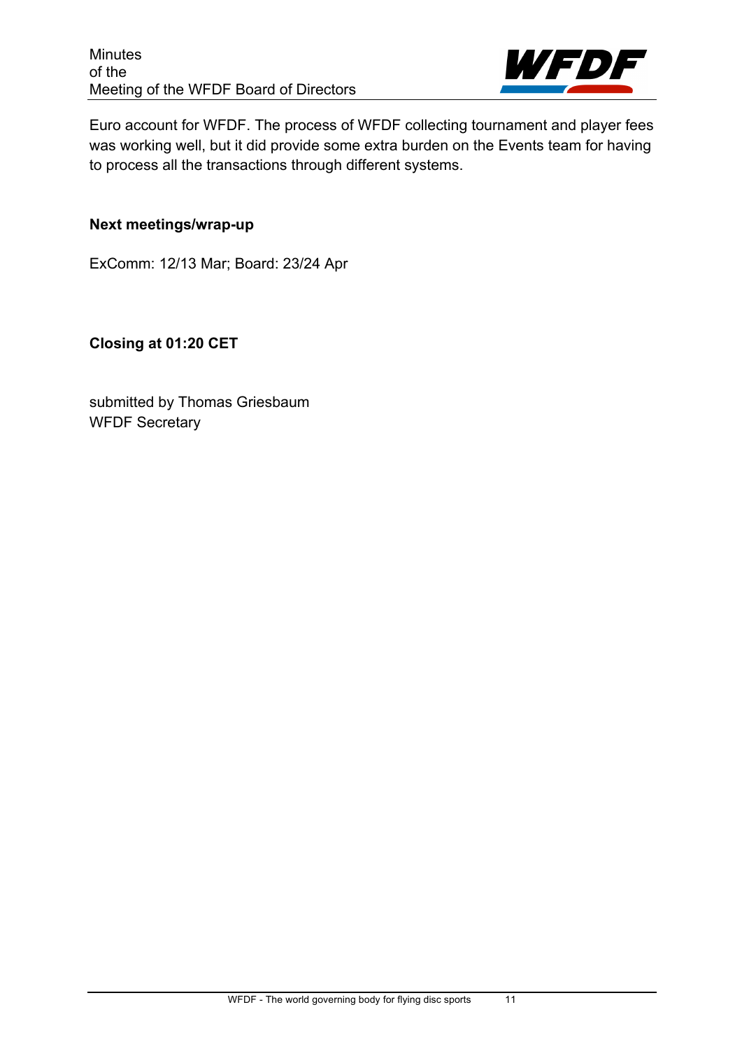Euro account for WFDF. The process of WFDF collecting tournament and player fees was working well, but it did provide some extra burden on the Events team for having to process all the transactions through different systems.

**Next meetings/wrap-up**

ExComm: 12/13 Mar; Board: 23/24 Apr

**Closing at 01:20 CET**

submitted by Thomas Griesbaum
WFDF Secretary